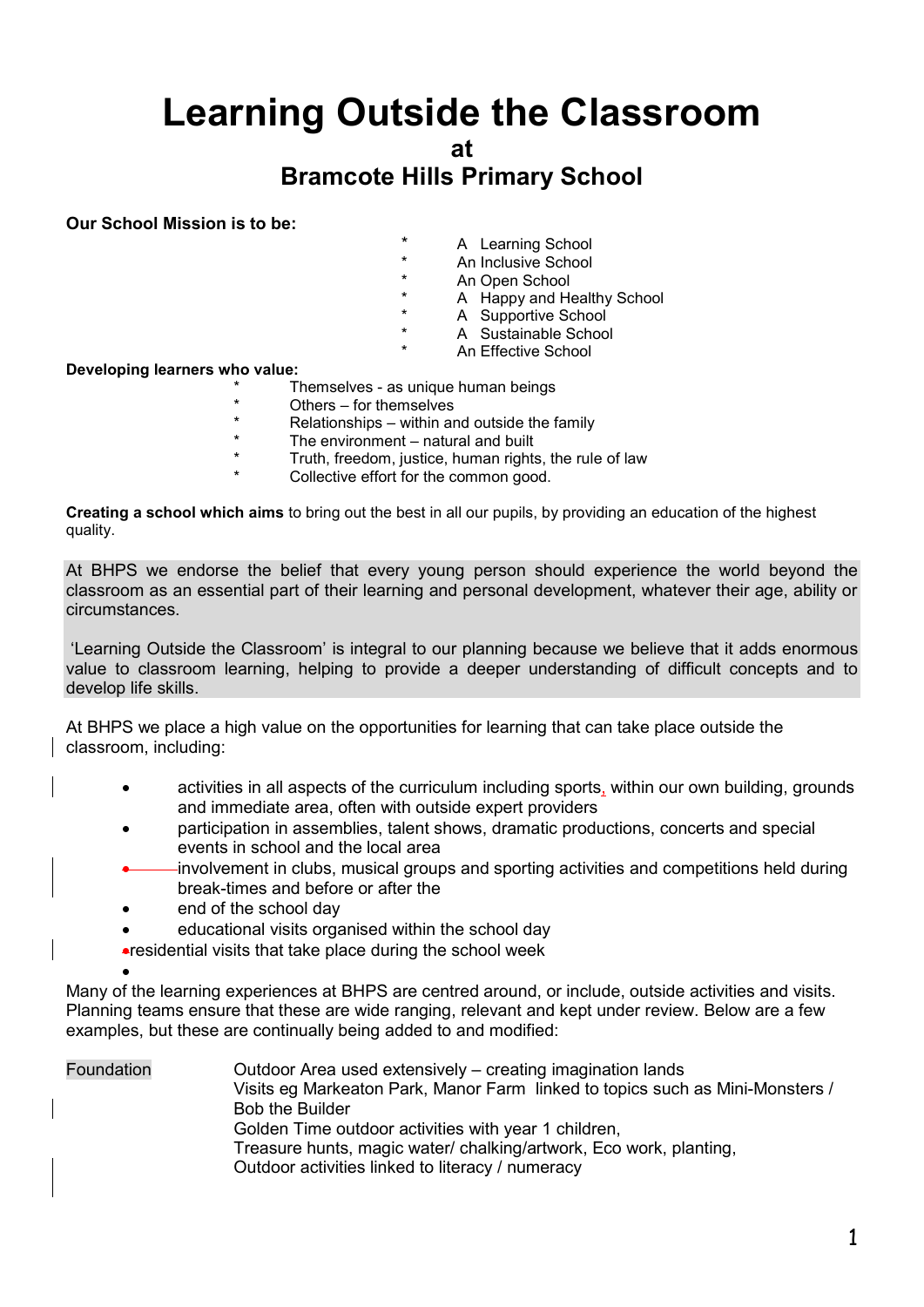# Learning Outside the Classroom

## at

## Bramcote Hills Primary School

**Our School Mission is to be:**

* A Learning School
* An Inclusive School
* An Open School
* A Happy and Healthy School
* A Supportive School
* A Sustainable School
* An Effective School

**Developing learners who value:**

* Themselves - as unique human beings
* Others – for themselves
* Relationships – within and outside the family
* The environment – natural and built
* Truth, freedom, justice, human rights, the rule of law
* Collective effort for the common good.

**Creating a school which aims** to bring out the best in all our pupils, by providing an education of the highest quality.

At BHPS we endorse the belief that every young person should experience the world beyond the classroom as an essential part of their learning and personal development, whatever their age, ability or circumstances.

'Learning Outside the Classroom' is integral to our planning because we believe that it adds enormous value to classroom learning, helping to provide a deeper understanding of difficult concepts and to develop life skills.

At BHPS we place a high value on the opportunities for learning that can take place outside the classroom, including:

- activities in all aspects of the curriculum including sports, within our own building, grounds and immediate area, often with outside expert providers
- participation in assemblies, talent shows, dramatic productions, concerts and special events in school and the local area
- involvement in clubs, musical groups and sporting activities and competitions held during break-times and before or after the
- end of the school day
- educational visits organised within the school day
- residential visits that take place during the school week

Many of the learning experiences at BHPS are centred around, or include, outside activities and visits. Planning teams ensure that these are wide ranging, relevant and kept under review. Below are a few examples, but these are continually being added to and modified:

| | |
|---|---|
| Foundation | Outdoor Area used extensively – creating imagination lands<br>Visits eg Markeaton Park, Manor Farm linked to topics such as Mini-Monsters / Bob the Builder<br>Golden Time outdoor activities with year 1 children,<br>Treasure hunts, magic water/ chalking/artwork, Eco work, planting,<br>Outdoor activities linked to literacy / numeracy |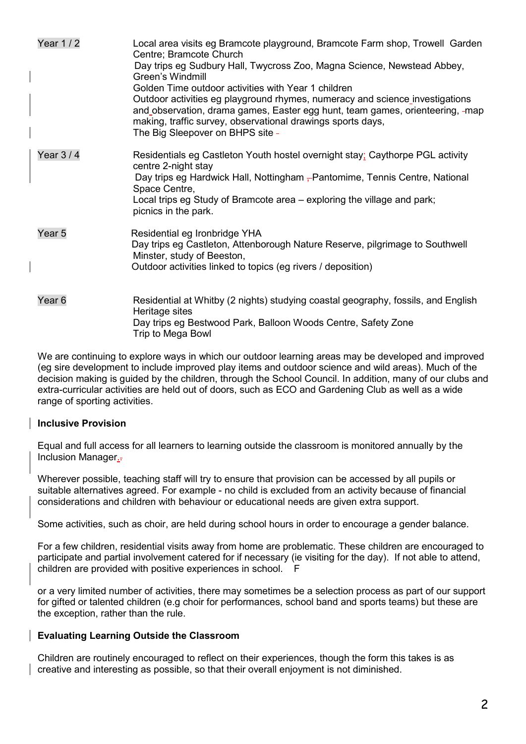| | |
|---|---|
| Year 1 / 2 | Local area visits eg Bramcote playground, Bramcote Farm shop, Trowell Garden Centre; Bramcote Church<br>Day trips eg Sudbury Hall, Twycross Zoo, Magna Science, Newstead Abbey, Green's Windmill<br>Golden Time outdoor activities with Year 1 children<br>Outdoor activities eg playground rhymes, numeracy and science investigations and observation, drama games, Easter egg hunt, team games, orienteering, map making, traffic survey, observational drawings sports days,<br>The Big Sleepover on BHPS site |
| Year 3 / 4 | Residentials eg Castleton Youth hostel overnight stay; Caythorpe PGL activity centre 2-night stay<br>Day trips eg Hardwick Hall, Nottingham Pantomime, Tennis Centre, National Space Centre,<br>Local trips eg Study of Bramcote area – exploring the village and park; picnics in the park. |
| Year 5 | Residential eg Ironbridge YHA<br>Day trips eg Castleton, Attenborough Nature Reserve, pilgrimage to Southwell Minster, study of Beeston,<br>Outdoor activities linked to topics (eg rivers / deposition) |
| Year 6 | Residential at Whitby (2 nights) studying coastal geography, fossils, and English Heritage sites<br>Day trips eg Bestwood Park, Balloon Woods Centre, Safety Zone<br>Trip to Mega Bowl |

We are continuing to explore ways in which our outdoor learning areas may be developed and improved (eg sire development to include improved play items and outdoor science and wild areas). Much of the decision making is guided by the children, through the School Council. In addition, many of our clubs and extra-curricular activities are held out of doors, such as ECO and Gardening Club as well as a wide range of sporting activities.

**Inclusive Provision**

Equal and full access for all learners to learning outside the classroom is monitored annually by the Inclusion Manager.

Wherever possible, teaching staff will try to ensure that provision can be accessed by all pupils or suitable alternatives agreed. For example - no child is excluded from an activity because of financial considerations and children with behaviour or educational needs are given extra support.

Some activities, such as choir, are held during school hours in order to encourage a gender balance.

For a few children, residential visits away from home are problematic. These children are encouraged to participate and partial involvement catered for if necessary (ie visiting for the day). If not able to attend, children are provided with positive experiences in school. F

or a very limited number of activities, there may sometimes be a selection process as part of our support for gifted or talented children (e.g choir for performances, school band and sports teams) but these are the exception, rather than the rule.

**Evaluating Learning Outside the Classroom**

Children are routinely encouraged to reflect on their experiences, though the form this takes is as creative and interesting as possible, so that their overall enjoyment is not diminished.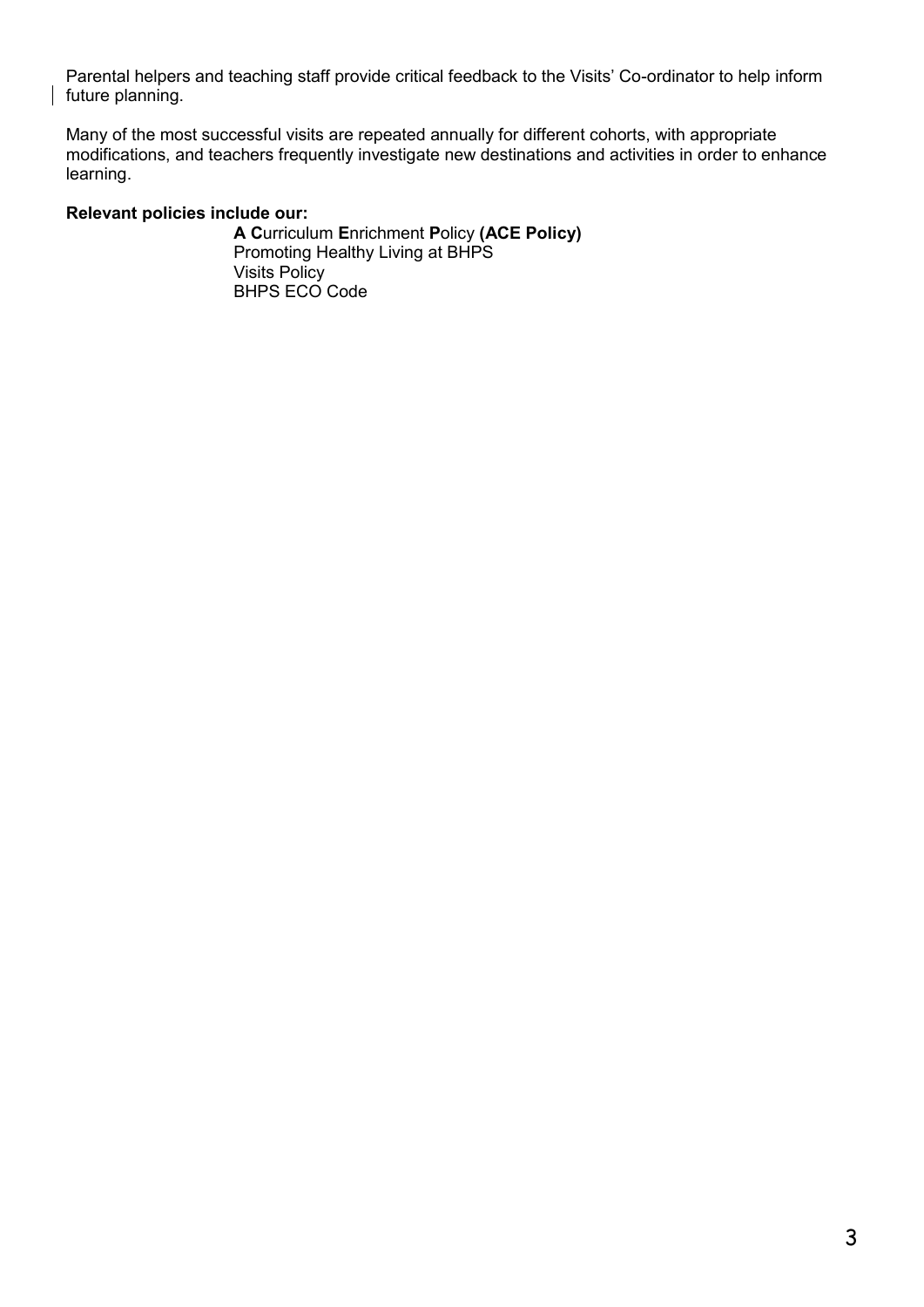Parental helpers and teaching staff provide critical feedback to the Visits' Co-ordinator to help inform future planning.

Many of the most successful visits are repeated annually for different cohorts, with appropriate modifications, and teachers frequently investigate new destinations and activities in order to enhance learning.

**Relevant policies include our:**

**A C**urriculum **E**nrichment **P**olicy **(ACE Policy)**
Promoting Healthy Living at BHPS
Visits Policy
BHPS ECO Code